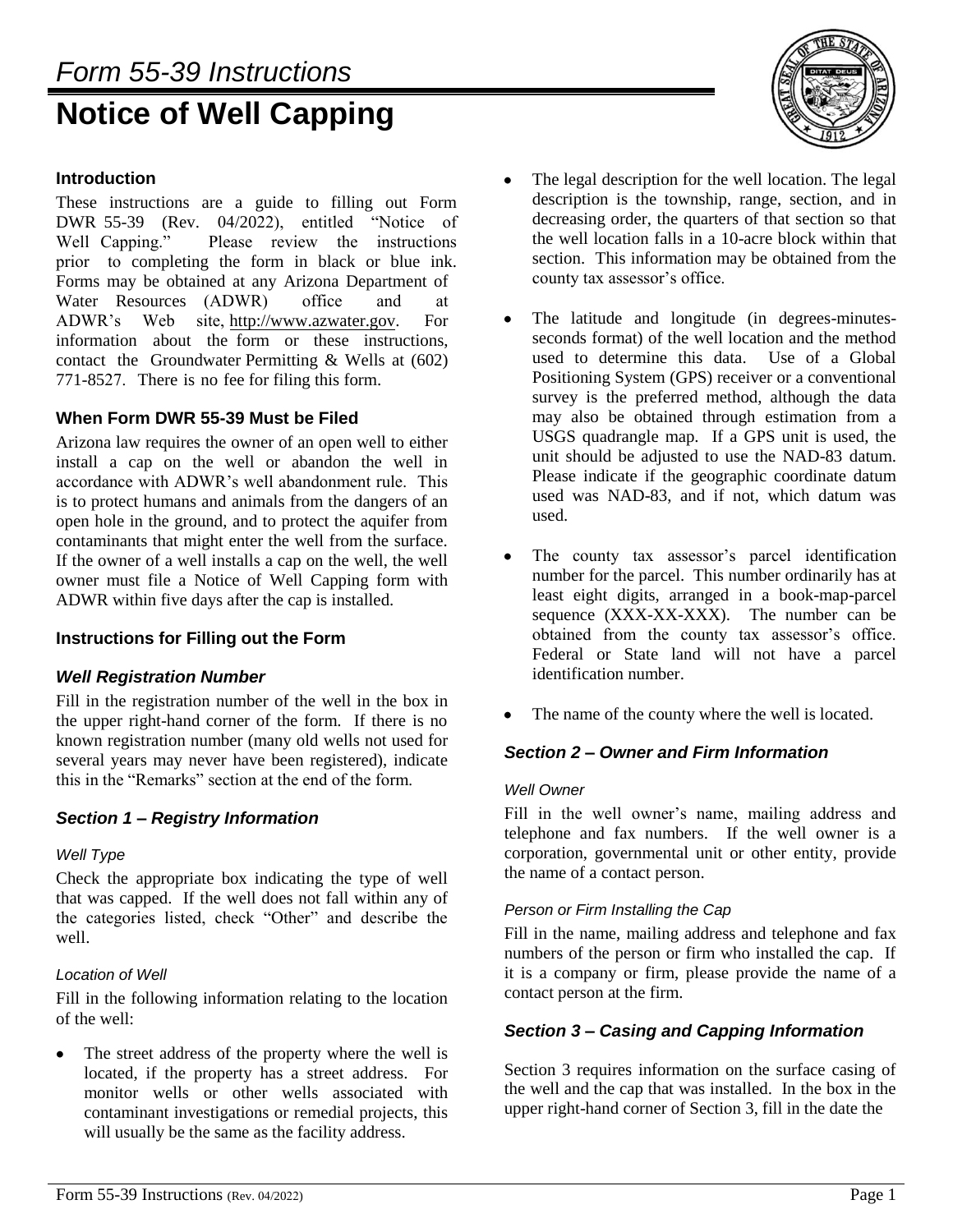*Form 55-39 Instructions*

# Notice of Well Capping

## Introduction

These instructions are a guide to filling out Form DWR 55-39 (Rev. 04/2022), entitled "Notice of Well Capping." Please review the instructions prior to completing the form in black or blue ink. Forms may be obtained at any Arizona Department of Water Resources (ADWR) office and at ADWR's Web site, http://www.azwater.gov. For information about the form or these instructions, contact the Groundwater Permitting & Wells at (602) 771-8527. There is no fee for filing this form.

## When Form DWR 55-39 Must be Filed

Arizona law requires the owner of an open well to either install a cap on the well or abandon the well in accordance with ADWR's well abandonment rule. This is to protect humans and animals from the dangers of an open hole in the ground, and to protect the aquifer from contaminants that might enter the well from the surface. If the owner of a well installs a cap on the well, the well owner must file a Notice of Well Capping form with ADWR within five days after the cap is installed.

## Instructions for Filling out the Form

### *Well Registration Number*

Fill in the registration number of the well in the box in the upper right-hand corner of the form. If there is no known registration number (many old wells not used for several years may never have been registered), indicate this in the "Remarks" section at the end of the form.

### *Section 1 – Registry Information*

#### *Well Type*

Check the appropriate box indicating the type of well that was capped. If the well does not fall within any of the categories listed, check "Other" and describe the well.

#### *Location of Well*

Fill in the following information relating to the location of the well:

- The street address of the property where the well is located, if the property has a street address. For monitor wells or other wells associated with contaminant investigations or remedial projects, this will usually be the same as the facility address.
- The legal description for the well location. The legal description is the township, range, section, and in decreasing order, the quarters of that section so that the well location falls in a 10-acre block within that section. This information may be obtained from the county tax assessor's office.
- The latitude and longitude (in degrees-minutes-seconds format) of the well location and the method used to determine this data. Use of a Global Positioning System (GPS) receiver or a conventional survey is the preferred method, although the data may also be obtained through estimation from a USGS quadrangle map. If a GPS unit is used, the unit should be adjusted to use the NAD-83 datum. Please indicate if the geographic coordinate datum used was NAD-83, and if not, which datum was used.
- The county tax assessor's parcel identification number for the parcel. This number ordinarily has at least eight digits, arranged in a book-map-parcel sequence (XXX-XX-XXX). The number can be obtained from the county tax assessor's office. Federal or State land will not have a parcel identification number.
- The name of the county where the well is located.

### *Section 2 – Owner and Firm Information*

#### *Well Owner*

Fill in the well owner's name, mailing address and telephone and fax numbers. If the well owner is a corporation, governmental unit or other entity, provide the name of a contact person.

#### *Person or Firm Installing the Cap*

Fill in the name, mailing address and telephone and fax numbers of the person or firm who installed the cap. If it is a company or firm, please provide the name of a contact person at the firm.

### *Section 3 – Casing and Capping Information*

Section 3 requires information on the surface casing of the well and the cap that was installed. In the box in the upper right-hand corner of Section 3, fill in the date the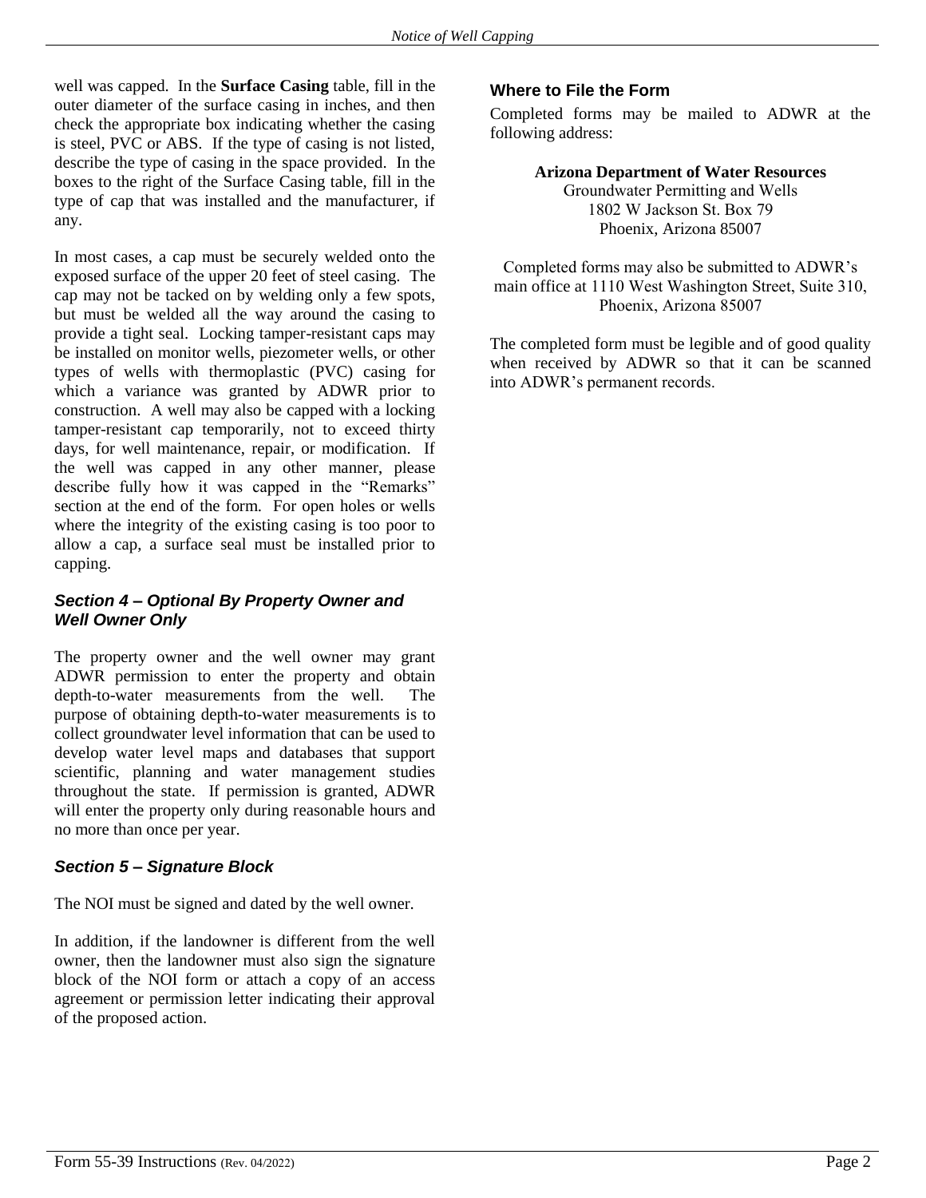well was capped. In the **Surface Casing** table, fill in the outer diameter of the surface casing in inches, and then check the appropriate box indicating whether the casing is steel, PVC or ABS. If the type of casing is not listed, describe the type of casing in the space provided. In the boxes to the right of the Surface Casing table, fill in the type of cap that was installed and the manufacturer, if any.

In most cases, a cap must be securely welded onto the exposed surface of the upper 20 feet of steel casing. The cap may not be tacked on by welding only a few spots, but must be welded all the way around the casing to provide a tight seal. Locking tamper-resistant caps may be installed on monitor wells, piezometer wells, or other types of wells with thermoplastic (PVC) casing for which a variance was granted by ADWR prior to construction. A well may also be capped with a locking tamper-resistant cap temporarily, not to exceed thirty days, for well maintenance, repair, or modification. If the well was capped in any other manner, please describe fully how it was capped in the "Remarks" section at the end of the form. For open holes or wells where the integrity of the existing casing is too poor to allow a cap, a surface seal must be installed prior to capping.

### *Section 4 – Optional By Property Owner and Well Owner Only*

The property owner and the well owner may grant ADWR permission to enter the property and obtain depth-to-water measurements from the well. The purpose of obtaining depth-to-water measurements is to collect groundwater level information that can be used to develop water level maps and databases that support scientific, planning and water management studies throughout the state. If permission is granted, ADWR will enter the property only during reasonable hours and no more than once per year.

### *Section 5 – Signature Block*

The NOI must be signed and dated by the well owner.

In addition, if the landowner is different from the well owner, then the landowner must also sign the signature block of the NOI form or attach a copy of an access agreement or permission letter indicating their approval of the proposed action.

### Where to File the Form

Completed forms may be mailed to ADWR at the following address:

**Arizona Department of Water Resources**
Groundwater Permitting and Wells
1802 W Jackson St. Box 79
Phoenix, Arizona 85007

Completed forms may also be submitted to ADWR's main office at 1110 West Washington Street, Suite 310, Phoenix, Arizona 85007

The completed form must be legible and of good quality when received by ADWR so that it can be scanned into ADWR's permanent records.